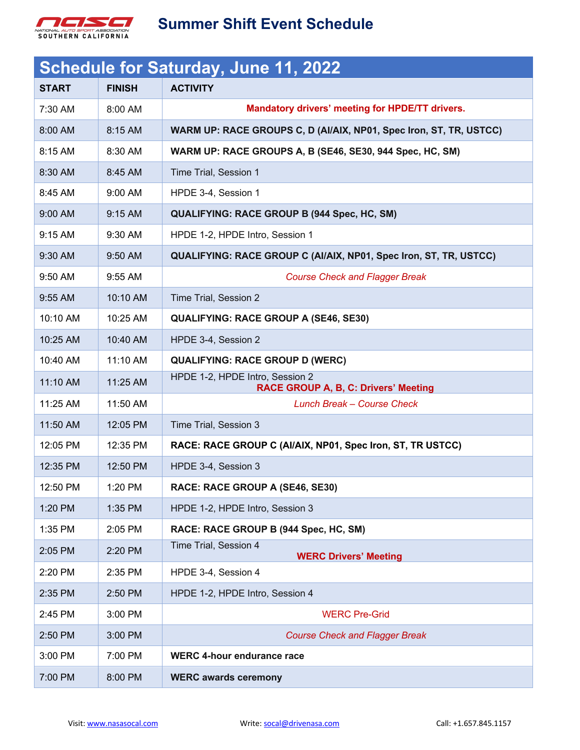# Summer Shift Event Schedule

## Schedule for Saturday, June 11, 2022

| START | FINISH | ACTIVITY |
|---|---|---|
| 7:30 AM | 8:00 AM | **Mandatory drivers' meeting for HPDE/TT drivers.** |
| 8:00 AM | 8:15 AM | **WARM UP: RACE GROUPS C, D (AI/AIX, NP01, Spec Iron, ST, TR, USTCC)** |
| 8:15 AM | 8:30 AM | **WARM UP: RACE GROUPS A, B (SE46, SE30, 944 Spec, HC, SM)** |
| 8:30 AM | 8:45 AM | Time Trial, Session 1 |
| 8:45 AM | 9:00 AM | HPDE 3-4, Session 1 |
| 9:00 AM | 9:15 AM | **QUALIFYING: RACE GROUP B (944 Spec, HC, SM)** |
| 9:15 AM | 9:30 AM | HPDE 1-2, HPDE Intro, Session 1 |
| 9:30 AM | 9:50 AM | **QUALIFYING: RACE GROUP C (AI/AIX, NP01, Spec Iron, ST, TR, USTCC)** |
| 9:50 AM | 9:55 AM | *Course Check and Flagger Break* |
| 9:55 AM | 10:10 AM | Time Trial, Session 2 |
| 10:10 AM | 10:25 AM | **QUALIFYING: RACE GROUP A (SE46, SE30)** |
| 10:25 AM | 10:40 AM | HPDE 3-4, Session 2 |
| 10:40 AM | 11:10 AM | **QUALIFYING: RACE GROUP D (WERC)** |
| 11:10 AM | 11:25 AM | HPDE 1-2, HPDE Intro, Session 2 **RACE GROUP A, B, C: Drivers' Meeting** |
| 11:25 AM | 11:50 AM | *Lunch Break – Course Check* |
| 11:50 AM | 12:05 PM | Time Trial, Session 3 |
| 12:05 PM | 12:35 PM | **RACE: RACE GROUP C (AI/AIX, NP01, Spec Iron, ST, TR USTCC)** |
| 12:35 PM | 12:50 PM | HPDE 3-4, Session 3 |
| 12:50 PM | 1:20 PM | **RACE: RACE GROUP A (SE46, SE30)** |
| 1:20 PM | 1:35 PM | HPDE 1-2, HPDE Intro, Session 3 |
| 1:35 PM | 2:05 PM | **RACE: RACE GROUP B (944 Spec, HC, SM)** |
| 2:05 PM | 2:20 PM | Time Trial, Session 4 **WERC Drivers' Meeting** |
| 2:20 PM | 2:35 PM | HPDE 3-4, Session 4 |
| 2:35 PM | 2:50 PM | HPDE 1-2, HPDE Intro, Session 4 |
| 2:45 PM | 3:00 PM | WERC Pre-Grid |
| 2:50 PM | 3:00 PM | *Course Check and Flagger Break* |
| 3:00 PM | 7:00 PM | **WERC 4-hour endurance race** |
| 7:00 PM | 8:00 PM | **WERC awards ceremony** |

Visit: www.nasasocal.com  Write: socal@drivenasa.com  Call: +1.657.845.1157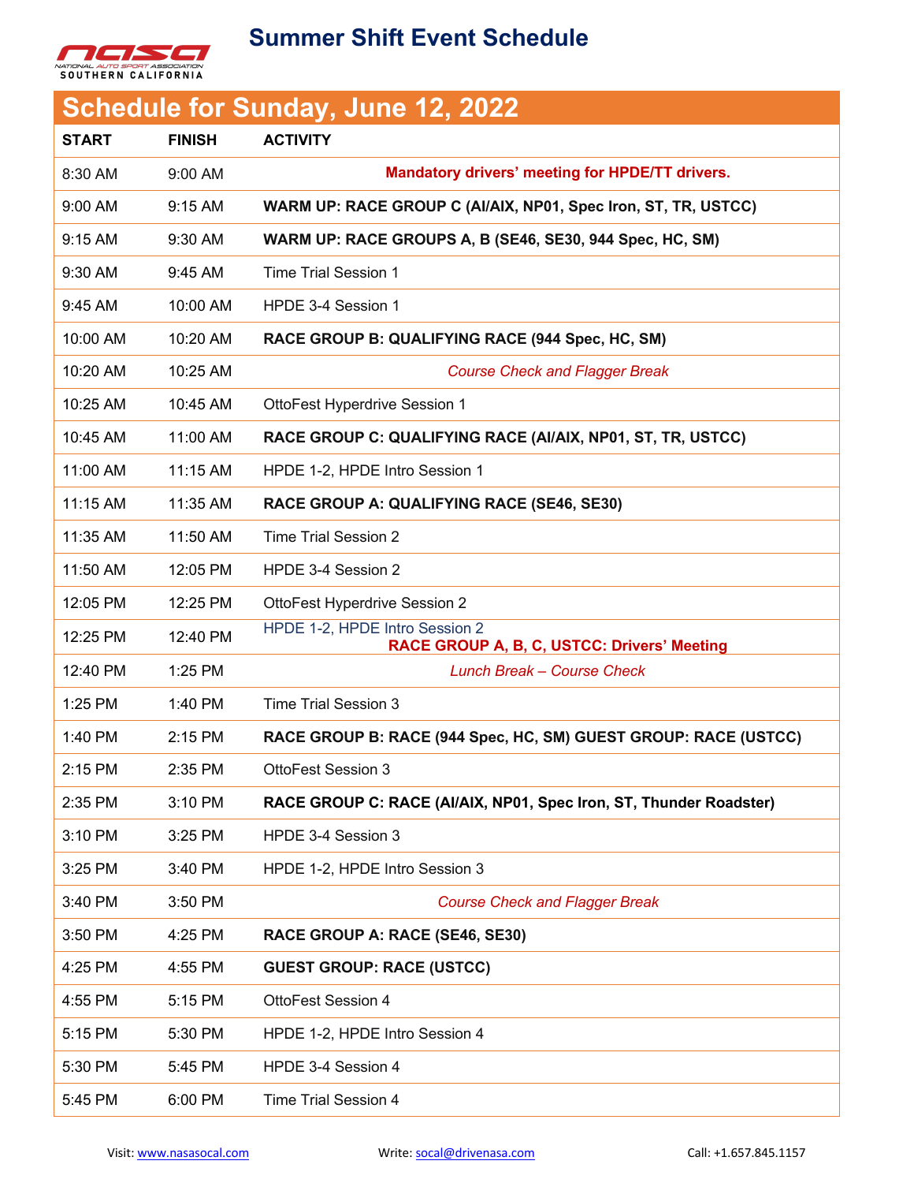# Summer Shift Event Schedule

NASA NATIONAL AUTO SPORT ASSOCIATION SOUTHERN CALIFORNIA

## Schedule for Sunday, June 12, 2022

| START | FINISH | ACTIVITY |
|---|---|---|
| 8:30 AM | 9:00 AM | **Mandatory drivers' meeting for HPDE/TT drivers.** |
| 9:00 AM | 9:15 AM | **WARM UP: RACE GROUP C (AI/AIX, NP01, Spec Iron, ST, TR, USTCC)** |
| 9:15 AM | 9:30 AM | **WARM UP: RACE GROUPS A, B (SE46, SE30, 944 Spec, HC, SM)** |
| 9:30 AM | 9:45 AM | Time Trial Session 1 |
| 9:45 AM | 10:00 AM | HPDE 3-4 Session 1 |
| 10:00 AM | 10:20 AM | **RACE GROUP B: QUALIFYING RACE (944 Spec, HC, SM)** |
| 10:20 AM | 10:25 AM | *Course Check and Flagger Break* |
| 10:25 AM | 10:45 AM | OttoFest Hyperdrive Session 1 |
| 10:45 AM | 11:00 AM | **RACE GROUP C: QUALIFYING RACE (AI/AIX, NP01, ST, TR, USTCC)** |
| 11:00 AM | 11:15 AM | HPDE 1-2, HPDE Intro Session 1 |
| 11:15 AM | 11:35 AM | **RACE GROUP A: QUALIFYING RACE (SE46, SE30)** |
| 11:35 AM | 11:50 AM | Time Trial Session 2 |
| 11:50 AM | 12:05 PM | HPDE 3-4 Session 2 |
| 12:05 PM | 12:25 PM | OttoFest Hyperdrive Session 2 |
| 12:25 PM | 12:40 PM | HPDE 1-2, HPDE Intro Session 2 **RACE GROUP A, B, C, USTCC: Drivers' Meeting** |
| 12:40 PM | 1:25 PM | *Lunch Break – Course Check* |
| 1:25 PM | 1:40 PM | Time Trial Session 3 |
| 1:40 PM | 2:15 PM | **RACE GROUP B: RACE (944 Spec, HC, SM) GUEST GROUP: RACE (USTCC)** |
| 2:15 PM | 2:35 PM | OttoFest Session 3 |
| 2:35 PM | 3:10 PM | **RACE GROUP C: RACE (AI/AIX, NP01, Spec Iron, ST, Thunder Roadster)** |
| 3:10 PM | 3:25 PM | HPDE 3-4 Session 3 |
| 3:25 PM | 3:40 PM | HPDE 1-2, HPDE Intro Session 3 |
| 3:40 PM | 3:50 PM | *Course Check and Flagger Break* |
| 3:50 PM | 4:25 PM | **RACE GROUP A: RACE (SE46, SE30)** |
| 4:25 PM | 4:55 PM | **GUEST GROUP: RACE (USTCC)** |
| 4:55 PM | 5:15 PM | OttoFest Session 4 |
| 5:15 PM | 5:30 PM | HPDE 1-2, HPDE Intro Session 4 |
| 5:30 PM | 5:45 PM | HPDE 3-4 Session 4 |
| 5:45 PM | 6:00 PM | Time Trial Session 4 |

Visit: www.nasasocal.com Write: socal@drivenasa.com Call: +1.657.845.1157